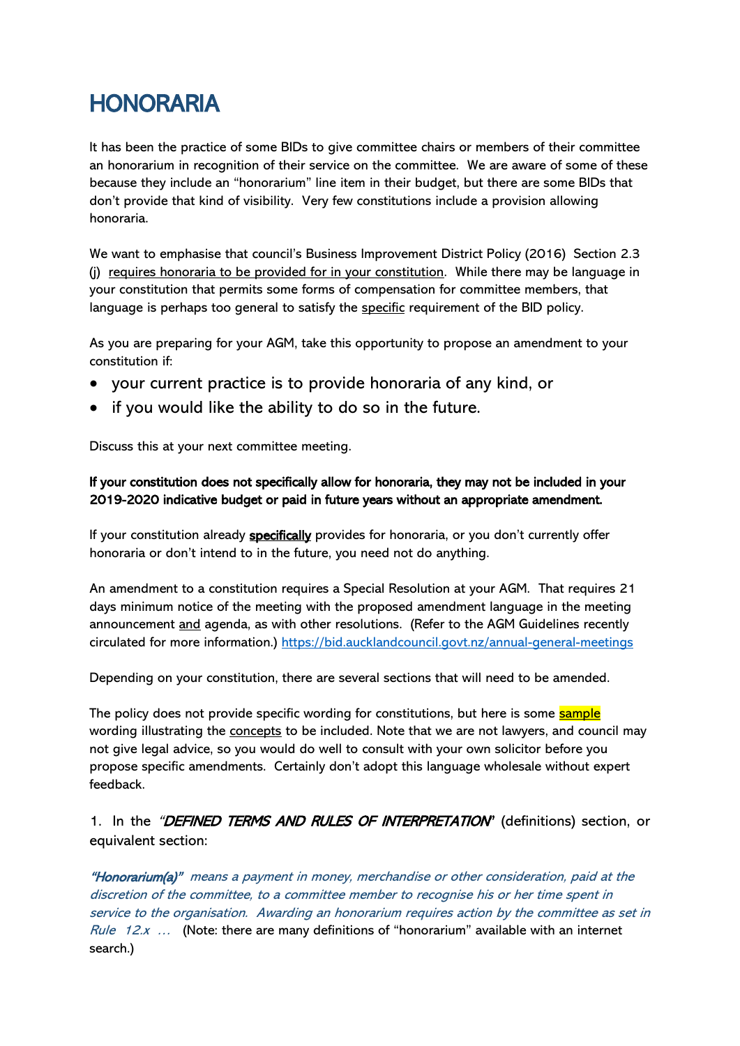# HONORARIA

It has been the practice of some BIDs to give committee chairs or members of their committee an honorarium in recognition of their service on the committee. We are aware of some of these because they include an "honorarium" line item in their budget, but there are some BIDs that don't provide that kind of visibility. Very few constitutions include a provision allowing honoraria.

We want to emphasise that council's Business Improvement District Policy (2016) Section 2.3 (j) requires honoraria to be provided for in your constitution. While there may be language in your constitution that permits some forms of compensation for committee members, that language is perhaps too general to satisfy the specific requirement of the BID policy.

As you are preparing for your AGM, take this opportunity to propose an amendment to your constitution if:

- your current practice is to provide honoraria of any kind, or
- if you would like the ability to do so in the future.

Discuss this at your next committee meeting.

**If your constitution does not specifically allow for honoraria, they may not be included in your 2019-2020 indicative budget or paid in future years without an appropriate amendment.**

If your constitution already **specifically** provides for honoraria, or you don't currently offer honoraria or don't intend to in the future, you need not do anything.

An amendment to a constitution requires a Special Resolution at your AGM. That requires 21 days minimum notice of the meeting with the proposed amendment language in the meeting announcement and agenda, as with other resolutions. (Refer to the AGM Guidelines recently circulated for more information.) https://bid.aucklandcouncil.govt.nz/annual-general-meetings

Depending on your constitution, there are several sections that will need to be amended.

The policy does not provide specific wording for constitutions, but here is some sample wording illustrating the concepts to be included. Note that we are not lawyers, and council may not give legal advice, so you would do well to consult with your own solicitor before you propose specific amendments. Certainly don't adopt this language wholesale without expert feedback.

1. In the *"DEFINED TERMS AND RULES OF INTERPRETATION"* (definitions) section, or equivalent section:

*__"Honorarium(a)"__ means a payment in money, merchandise or other consideration, paid at the discretion of the committee, to a committee member to recognise his or her time spent in service to the organisation. Awarding an honorarium requires action by the committee as set in Rule 12.x …* (Note: there are many definitions of "honorarium" available with an internet search.)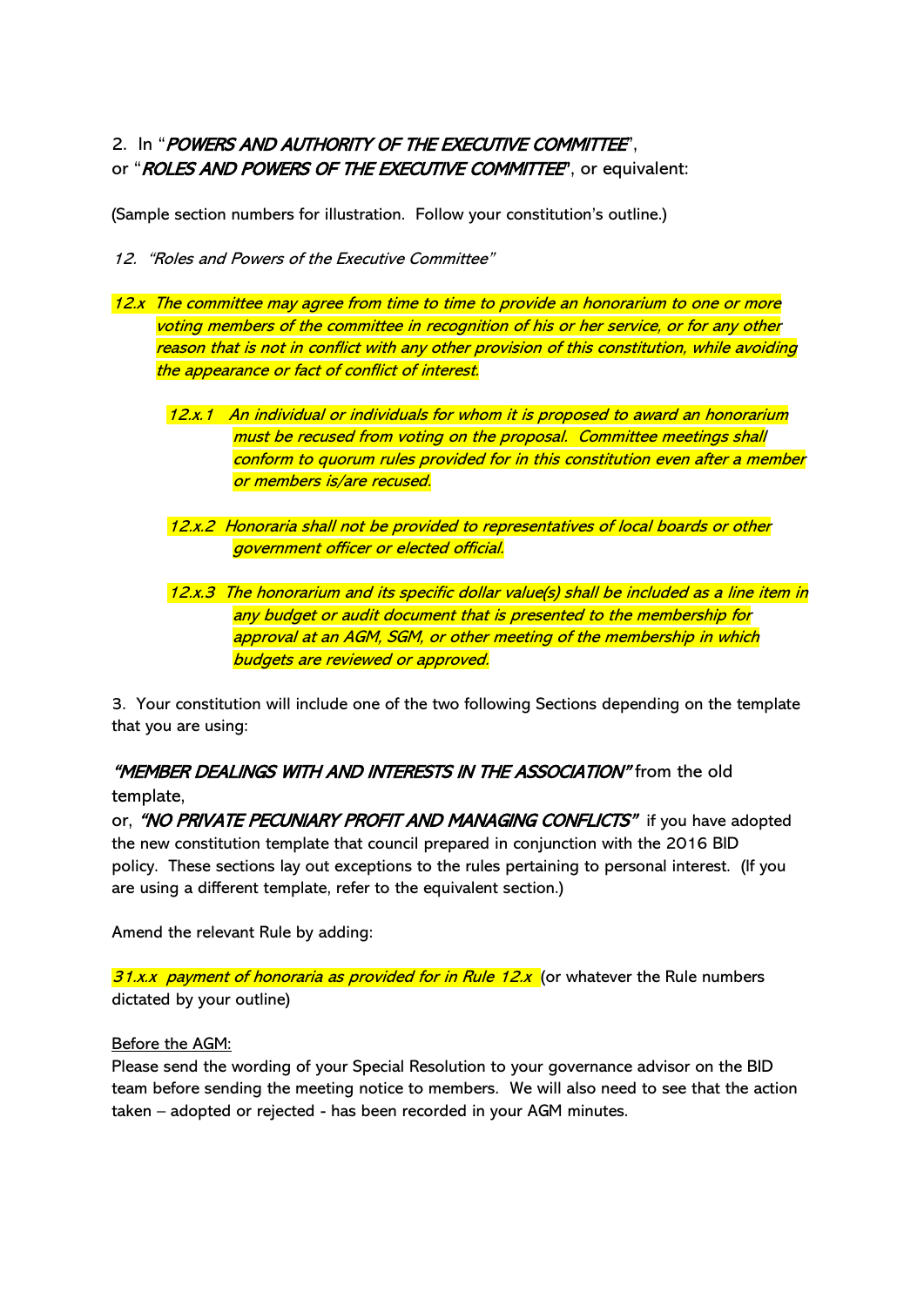2. In "***POWERS AND AUTHORITY OF THE EXECUTIVE COMMITTEE***",
or "***ROLES AND POWERS OF THE EXECUTIVE COMMITTEE***", or equivalent:

(Sample section numbers for illustration. Follow your constitution's outline.)

*12. "Roles and Powers of the Executive Committee"*

*12.x The committee may agree from time to time to provide an honorarium to one or more voting members of the committee in recognition of his or her service, or for any other reason that is not in conflict with any other provision of this constitution, while avoiding the appearance or fact of conflict of interest.*

> *12.x.1 An individual or individuals for whom it is proposed to award an honorarium must be recused from voting on the proposal. Committee meetings shall conform to quorum rules provided for in this constitution even after a member or members is/are recused.*
>
> *12.x.2 Honoraria shall not be provided to representatives of local boards or other government officer or elected official.*
>
> *12.x.3 The honorarium and its specific dollar value(s) shall be included as a line item in any budget or audit document that is presented to the membership for approval at an AGM, SGM, or other meeting of the membership in which budgets are reviewed or approved.*

3. Your constitution will include one of the two following Sections depending on the template that you are using:

***"MEMBER DEALINGS WITH AND INTERESTS IN THE ASSOCIATION"*** from the old template,

or, ***"NO PRIVATE PECUNIARY PROFIT AND MANAGING CONFLICTS"*** if you have adopted the new constitution template that council prepared in conjunction with the 2016 BID policy. These sections lay out exceptions to the rules pertaining to personal interest. (If you are using a different template, refer to the equivalent section.)

Amend the relevant Rule by adding:

*31.x.x payment of honoraria as provided for in Rule 12.x* (or whatever the Rule numbers dictated by your outline)

<u>Before the AGM:</u>
Please send the wording of your Special Resolution to your governance advisor on the BID team before sending the meeting notice to members. We will also need to see that the action taken – adopted or rejected - has been recorded in your AGM minutes.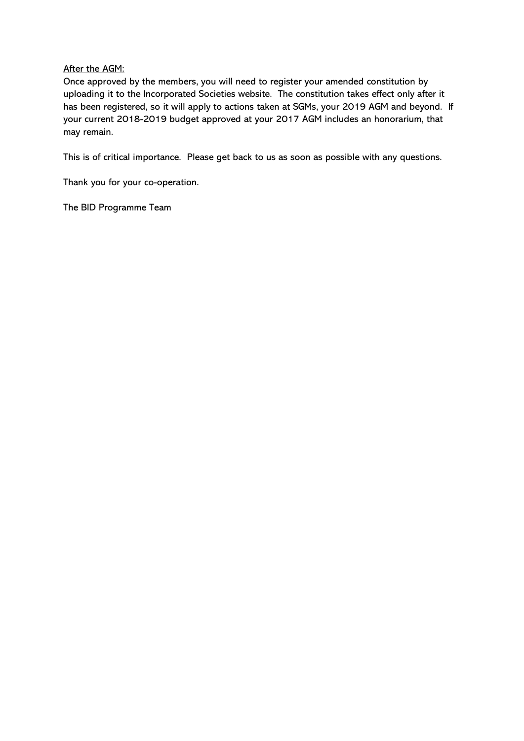<u>After the AGM:</u>

Once approved by the members, you will need to register your amended constitution by uploading it to the Incorporated Societies website. The constitution takes effect only after it has been registered, so it will apply to actions taken at SGMs, your 2019 AGM and beyond. If your current 2018-2019 budget approved at your 2017 AGM includes an honorarium, that may remain.

This is of critical importance. Please get back to us as soon as possible with any questions.

Thank you for your co-operation.

The BID Programme Team